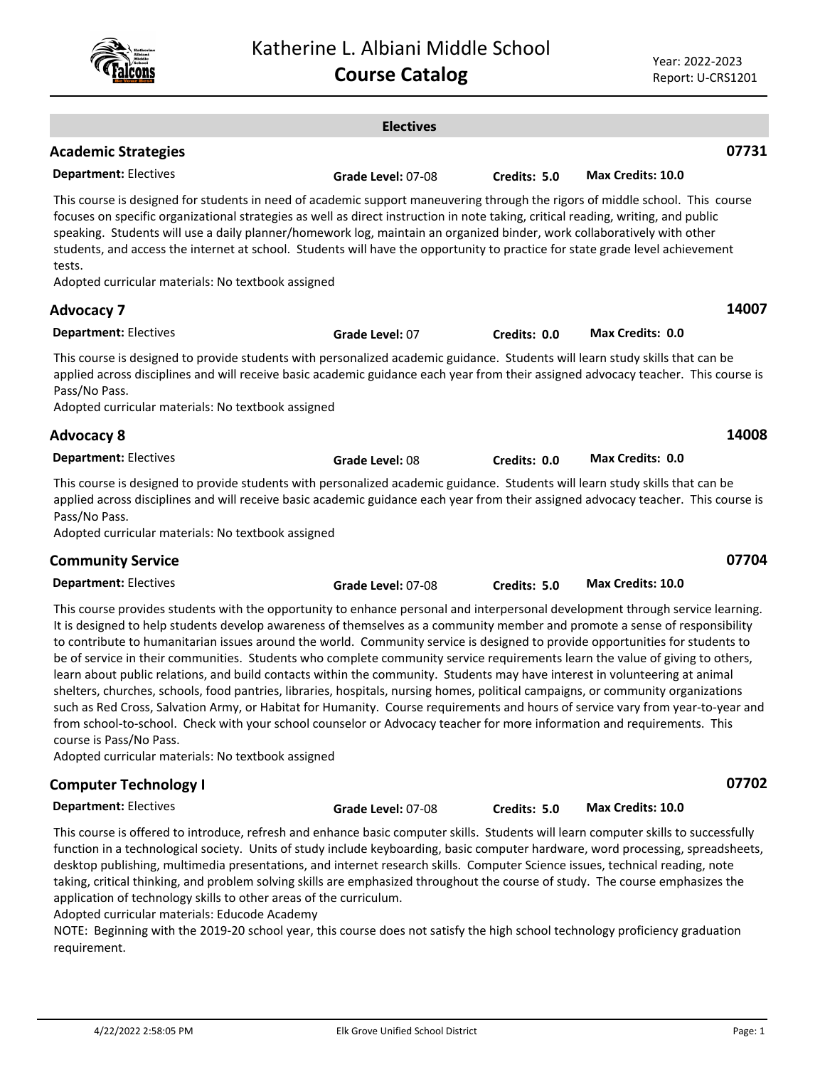# Katherine L. Albiani Middle School
## Course Catalog

Year: 2022-2023
Report: U-CRS1201

### Electives

### Academic Strategies — 07731

**Department:** Electives | **Grade Level:** 07-08 | **Credits:** 5.0 | **Max Credits:** 10.0

This course is designed for students in need of academic support maneuvering through the rigors of middle school. This course focuses on specific organizational strategies as well as direct instruction in note taking, critical reading, writing, and public speaking. Students will use a daily planner/homework log, maintain an organized binder, work collaboratively with other students, and access the internet at school. Students will have the opportunity to practice for state grade level achievement tests.
Adopted curricular materials: No textbook assigned

### Advocacy 7 — 14007

**Department:** Electives | **Grade Level:** 07 | **Credits:** 0.0 | **Max Credits:** 0.0

This course is designed to provide students with personalized academic guidance. Students will learn study skills that can be applied across disciplines and will receive basic academic guidance each year from their assigned advocacy teacher. This course is Pass/No Pass.
Adopted curricular materials: No textbook assigned

### Advocacy 8 — 14008

**Department:** Electives | **Grade Level:** 08 | **Credits:** 0.0 | **Max Credits:** 0.0

This course is designed to provide students with personalized academic guidance. Students will learn study skills that can be applied across disciplines and will receive basic academic guidance each year from their assigned advocacy teacher. This course is Pass/No Pass.
Adopted curricular materials: No textbook assigned

### Community Service — 07704

**Department:** Electives | **Grade Level:** 07-08 | **Credits:** 5.0 | **Max Credits:** 10.0

This course provides students with the opportunity to enhance personal and interpersonal development through service learning. It is designed to help students develop awareness of themselves as a community member and promote a sense of responsibility to contribute to humanitarian issues around the world. Community service is designed to provide opportunities for students to be of service in their communities. Students who complete community service requirements learn the value of giving to others, learn about public relations, and build contacts within the community. Students may have interest in volunteering at animal shelters, churches, schools, food pantries, libraries, hospitals, nursing homes, political campaigns, or community organizations such as Red Cross, Salvation Army, or Habitat for Humanity. Course requirements and hours of service vary from year-to-year and from school-to-school. Check with your school counselor or Advocacy teacher for more information and requirements. This course is Pass/No Pass.
Adopted curricular materials: No textbook assigned

### Computer Technology I — 07702

**Department:** Electives | **Grade Level:** 07-08 | **Credits:** 5.0 | **Max Credits:** 10.0

This course is offered to introduce, refresh and enhance basic computer skills. Students will learn computer skills to successfully function in a technological society. Units of study include keyboarding, basic computer hardware, word processing, spreadsheets, desktop publishing, multimedia presentations, and internet research skills. Computer Science issues, technical reading, note taking, critical thinking, and problem solving skills are emphasized throughout the course of study. The course emphasizes the application of technology skills to other areas of the curriculum.
Adopted curricular materials: Educode Academy
NOTE: Beginning with the 2019-20 school year, this course does not satisfy the high school technology proficiency graduation requirement.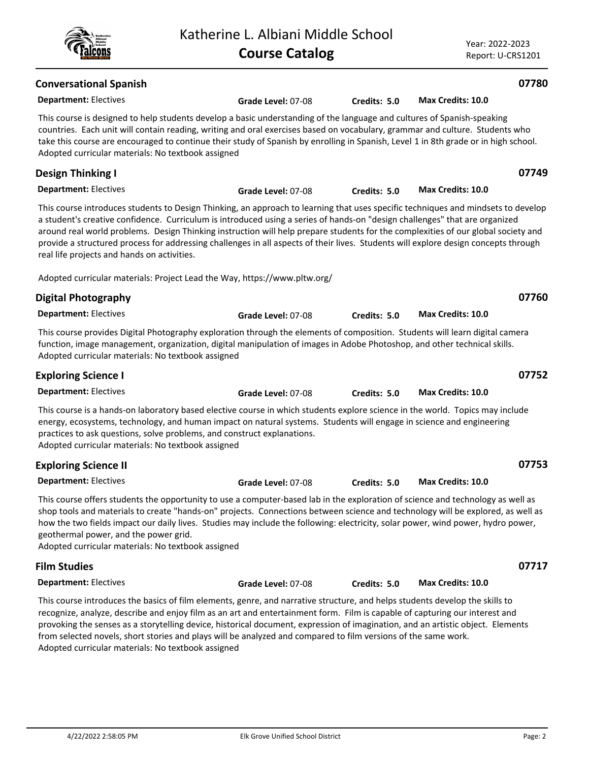## Conversational Spanish

**07780**

**Department:** Electives | **Grade Level:** 07-08 | **Credits: 5.0** | **Max Credits: 10.0**

This course is designed to help students develop a basic understanding of the language and cultures of Spanish-speaking countries. Each unit will contain reading, writing and oral exercises based on vocabulary, grammar and culture. Students who take this course are encouraged to continue their study of Spanish by enrolling in Spanish, Level 1 in 8th grade or in high school.
Adopted curricular materials: No textbook assigned

## Design Thinking I

**07749**

**Department:** Electives | **Grade Level:** 07-08 | **Credits: 5.0** | **Max Credits: 10.0**

This course introduces students to Design Thinking, an approach to learning that uses specific techniques and mindsets to develop a student's creative confidence. Curriculum is introduced using a series of hands-on "design challenges" that are organized around real world problems. Design Thinking instruction will help prepare students for the complexities of our global society and provide a structured process for addressing challenges in all aspects of their lives. Students will explore design concepts through real life projects and hands on activities.

Adopted curricular materials: Project Lead the Way, https://www.pltw.org/

## Digital Photography

**07760**

**Department:** Electives | **Grade Level:** 07-08 | **Credits: 5.0** | **Max Credits: 10.0**

This course provides Digital Photography exploration through the elements of composition. Students will learn digital camera function, image management, organization, digital manipulation of images in Adobe Photoshop, and other technical skills.
Adopted curricular materials: No textbook assigned

## Exploring Science I

**07752**

**Department:** Electives | **Grade Level:** 07-08 | **Credits: 5.0** | **Max Credits: 10.0**

This course is a hands-on laboratory based elective course in which students explore science in the world. Topics may include energy, ecosystems, technology, and human impact on natural systems. Students will engage in science and engineering practices to ask questions, solve problems, and construct explanations.
Adopted curricular materials: No textbook assigned

## Exploring Science II

**07753**

**Department:** Electives | **Grade Level:** 07-08 | **Credits: 5.0** | **Max Credits: 10.0**

This course offers students the opportunity to use a computer-based lab in the exploration of science and technology as well as shop tools and materials to create "hands-on" projects. Connections between science and technology will be explored, as well as how the two fields impact our daily lives. Studies may include the following: electricity, solar power, wind power, hydro power, geothermal power, and the power grid.
Adopted curricular materials: No textbook assigned

## Film Studies

**07717**

**Department:** Electives | **Grade Level:** 07-08 | **Credits: 5.0** | **Max Credits: 10.0**

This course introduces the basics of film elements, genre, and narrative structure, and helps students develop the skills to recognize, analyze, describe and enjoy film as an art and entertainment form. Film is capable of capturing our interest and provoking the senses as a storytelling device, historical document, expression of imagination, and an artistic object. Elements from selected novels, short stories and plays will be analyzed and compared to film versions of the same work.
Adopted curricular materials: No textbook assigned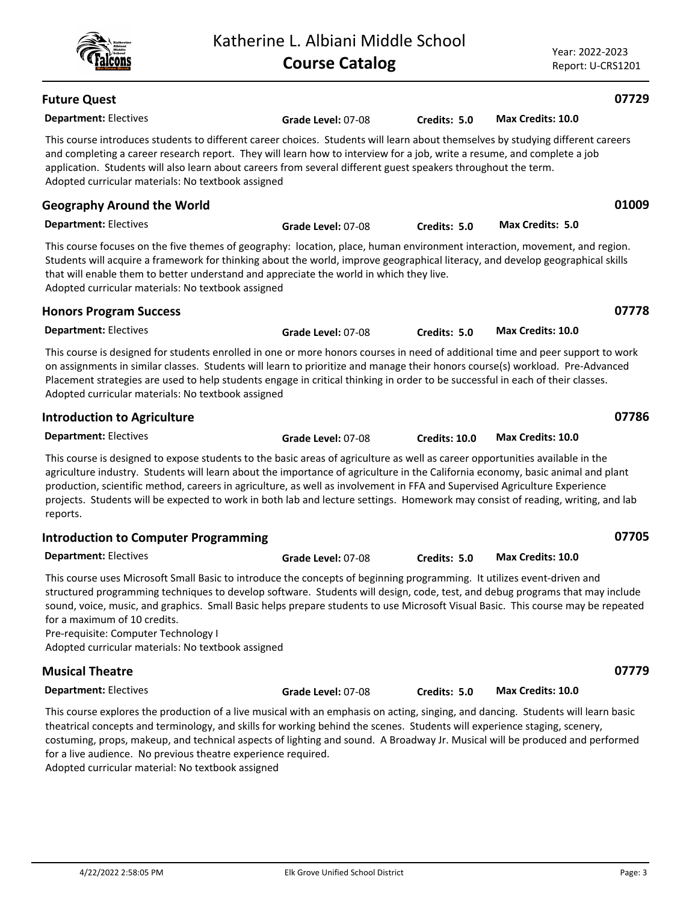## Future Quest

**07729**

**Department:** Electives | **Grade Level:** 07-08 | **Credits: 5.0** | **Max Credits: 10.0**

This course introduces students to different career choices. Students will learn about themselves by studying different careers and completing a career research report. They will learn how to interview for a job, write a resume, and complete a job application. Students will also learn about careers from several different guest speakers throughout the term.
Adopted curricular materials: No textbook assigned

## Geography Around the World

**01009**

**Department:** Electives | **Grade Level:** 07-08 | **Credits: 5.0** | **Max Credits: 5.0**

This course focuses on the five themes of geography: location, place, human environment interaction, movement, and region. Students will acquire a framework for thinking about the world, improve geographical literacy, and develop geographical skills that will enable them to better understand and appreciate the world in which they live.
Adopted curricular materials: No textbook assigned

## Honors Program Success

**07778**

**Department:** Electives | **Grade Level:** 07-08 | **Credits: 5.0** | **Max Credits: 10.0**

This course is designed for students enrolled in one or more honors courses in need of additional time and peer support to work on assignments in similar classes. Students will learn to prioritize and manage their honors course(s) workload. Pre-Advanced Placement strategies are used to help students engage in critical thinking in order to be successful in each of their classes.
Adopted curricular materials: No textbook assigned

## Introduction to Agriculture

**07786**

**Department:** Electives | **Grade Level:** 07-08 | **Credits: 10.0** | **Max Credits: 10.0**

This course is designed to expose students to the basic areas of agriculture as well as career opportunities available in the agriculture industry. Students will learn about the importance of agriculture in the California economy, basic animal and plant production, scientific method, careers in agriculture, as well as involvement in FFA and Supervised Agriculture Experience projects. Students will be expected to work in both lab and lecture settings. Homework may consist of reading, writing, and lab reports.

## Introduction to Computer Programming

**07705**

**Department:** Electives | **Grade Level:** 07-08 | **Credits: 5.0** | **Max Credits: 10.0**

This course uses Microsoft Small Basic to introduce the concepts of beginning programming. It utilizes event-driven and structured programming techniques to develop software. Students will design, code, test, and debug programs that may include sound, voice, music, and graphics. Small Basic helps prepare students to use Microsoft Visual Basic. This course may be repeated for a maximum of 10 credits.
Pre-requisite: Computer Technology I
Adopted curricular materials: No textbook assigned

## Musical Theatre

**07779**

**Department:** Electives | **Grade Level:** 07-08 | **Credits: 5.0** | **Max Credits: 10.0**

This course explores the production of a live musical with an emphasis on acting, singing, and dancing. Students will learn basic theatrical concepts and terminology, and skills for working behind the scenes. Students will experience staging, scenery, costuming, props, makeup, and technical aspects of lighting and sound. A Broadway Jr. Musical will be produced and performed for a live audience. No previous theatre experience required.
Adopted curricular material: No textbook assigned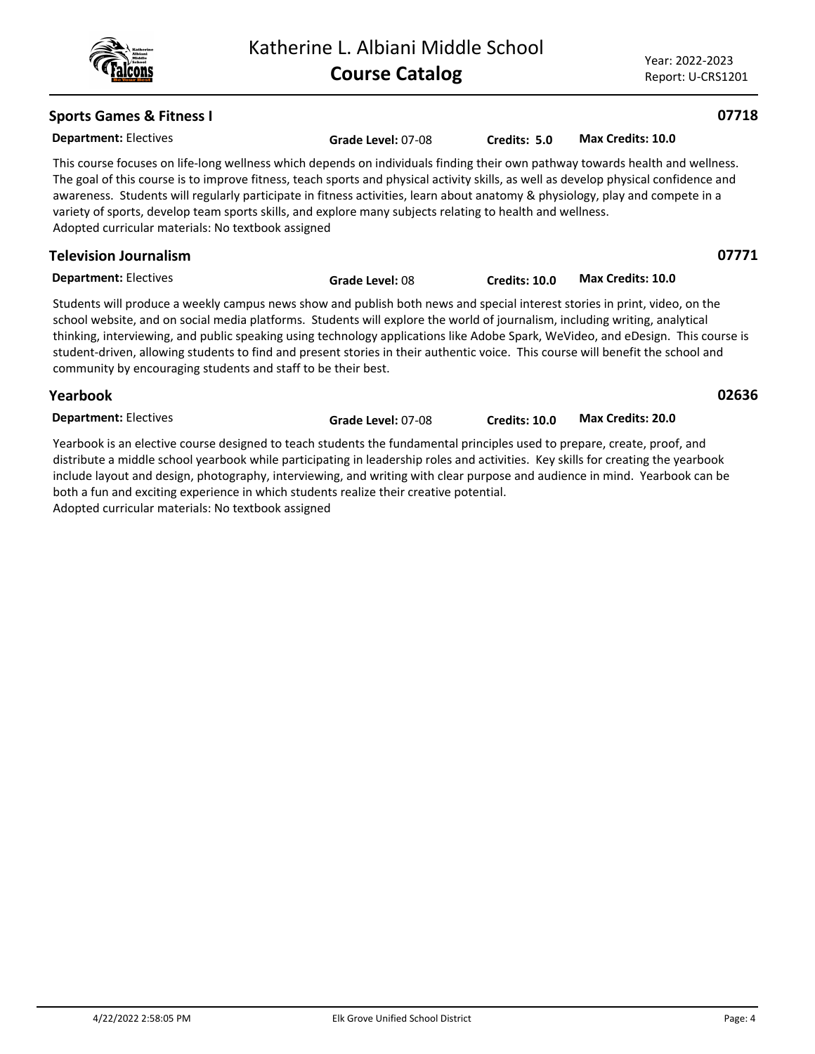## Sports Games & Fitness I — 07718

**Department:** Electives | **Grade Level:** 07-08 | **Credits:** 5.0 | **Max Credits:** 10.0

This course focuses on life-long wellness which depends on individuals finding their own pathway towards health and wellness. The goal of this course is to improve fitness, teach sports and physical activity skills, as well as develop physical confidence and awareness. Students will regularly participate in fitness activities, learn about anatomy & physiology, play and compete in a variety of sports, develop team sports skills, and explore many subjects relating to health and wellness.
Adopted curricular materials: No textbook assigned

## Television Journalism — 07771

**Department:** Electives | **Grade Level:** 08 | **Credits:** 10.0 | **Max Credits:** 10.0

Students will produce a weekly campus news show and publish both news and special interest stories in print, video, on the school website, and on social media platforms. Students will explore the world of journalism, including writing, analytical thinking, interviewing, and public speaking using technology applications like Adobe Spark, WeVideo, and eDesign. This course is student-driven, allowing students to find and present stories in their authentic voice. This course will benefit the school and community by encouraging students and staff to be their best.

## Yearbook — 02636

**Department:** Electives | **Grade Level:** 07-08 | **Credits:** 10.0 | **Max Credits:** 20.0

Yearbook is an elective course designed to teach students the fundamental principles used to prepare, create, proof, and distribute a middle school yearbook while participating in leadership roles and activities. Key skills for creating the yearbook include layout and design, photography, interviewing, and writing with clear purpose and audience in mind. Yearbook can be both a fun and exciting experience in which students realize their creative potential.
Adopted curricular materials: No textbook assigned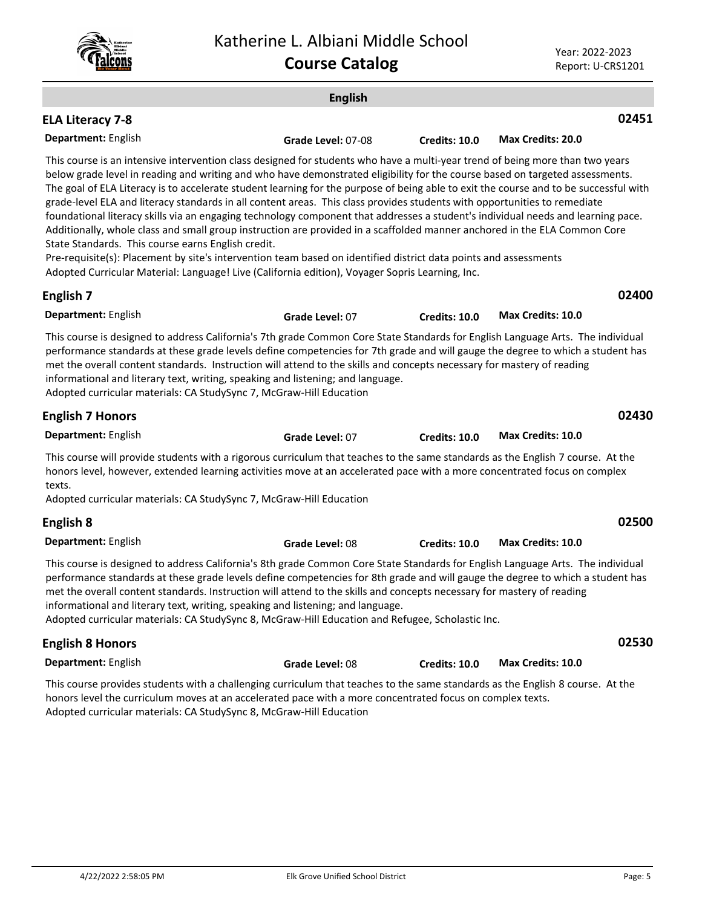## English

### ELA Literacy 7-8

**02451**

**Department:** English **Grade Level:** 07-08 **Credits: 10.0** **Max Credits: 20.0**

This course is an intensive intervention class designed for students who have a multi-year trend of being more than two years below grade level in reading and writing and who have demonstrated eligibility for the course based on targeted assessments. The goal of ELA Literacy is to accelerate student learning for the purpose of being able to exit the course and to be successful with grade-level ELA and literacy standards in all content areas. This class provides students with opportunities to remediate foundational literacy skills via an engaging technology component that addresses a student's individual needs and learning pace. Additionally, whole class and small group instruction are provided in a scaffolded manner anchored in the ELA Common Core State Standards. This course earns English credit.
Pre-requisite(s): Placement by site's intervention team based on identified district data points and assessments
Adopted Curricular Material: Language! Live (California edition), Voyager Sopris Learning, Inc.

### English 7

**02400**

**Department:** English **Grade Level:** 07 **Credits: 10.0** **Max Credits: 10.0**

This course is designed to address California's 7th grade Common Core State Standards for English Language Arts. The individual performance standards at these grade levels define competencies for 7th grade and will gauge the degree to which a student has met the overall content standards. Instruction will attend to the skills and concepts necessary for mastery of reading informational and literary text, writing, speaking and listening; and language.
Adopted curricular materials: CA StudySync 7, McGraw-Hill Education

### English 7 Honors

**02430**

**Department:** English **Grade Level:** 07 **Credits: 10.0** **Max Credits: 10.0**

This course will provide students with a rigorous curriculum that teaches to the same standards as the English 7 course. At the honors level, however, extended learning activities move at an accelerated pace with a more concentrated focus on complex texts.
Adopted curricular materials: CA StudySync 7, McGraw-Hill Education

### English 8

**02500**

**Department:** English **Grade Level:** 08 **Credits: 10.0** **Max Credits: 10.0**

This course is designed to address California's 8th grade Common Core State Standards for English Language Arts. The individual performance standards at these grade levels define competencies for 8th grade and will gauge the degree to which a student has met the overall content standards. Instruction will attend to the skills and concepts necessary for mastery of reading informational and literary text, writing, speaking and listening; and language.
Adopted curricular materials: CA StudySync 8, McGraw-Hill Education and Refugee, Scholastic Inc.

### English 8 Honors

**02530**

**Department:** English **Grade Level:** 08 **Credits: 10.0** **Max Credits: 10.0**

This course provides students with a challenging curriculum that teaches to the same standards as the English 8 course. At the honors level the curriculum moves at an accelerated pace with a more concentrated focus on complex texts.
Adopted curricular materials: CA StudySync 8, McGraw-Hill Education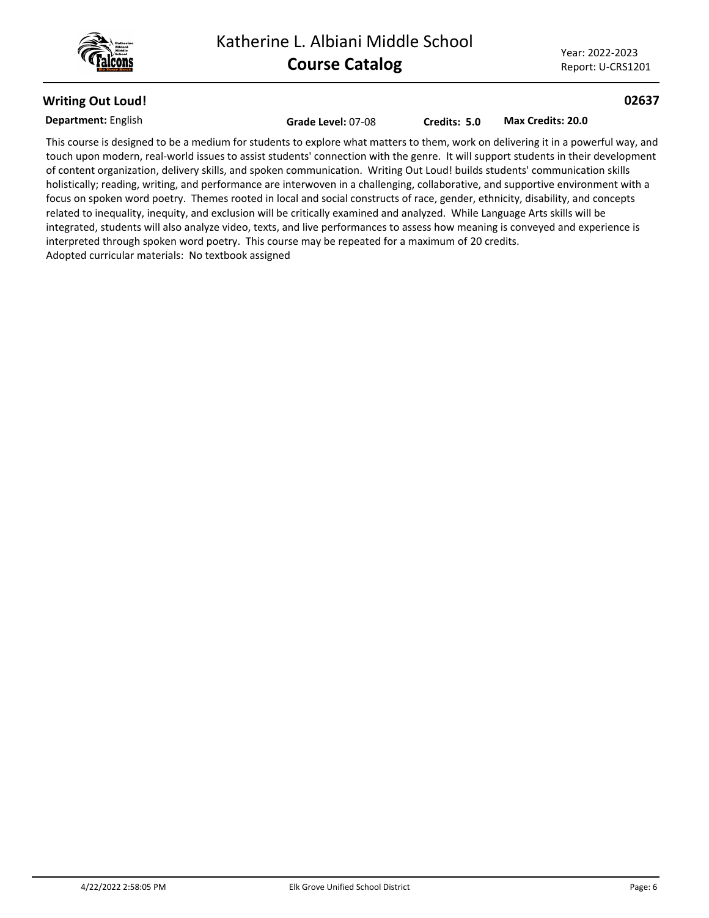## Writing Out Loud! 02637

**Department:** English **Grade Level:** 07-08 **Credits: 5.0** **Max Credits: 20.0**

This course is designed to be a medium for students to explore what matters to them, work on delivering it in a powerful way, and touch upon modern, real-world issues to assist students' connection with the genre. It will support students in their development of content organization, delivery skills, and spoken communication. Writing Out Loud! builds students' communication skills holistically; reading, writing, and performance are interwoven in a challenging, collaborative, and supportive environment with a focus on spoken word poetry. Themes rooted in local and social constructs of race, gender, ethnicity, disability, and concepts related to inequality, inequity, and exclusion will be critically examined and analyzed. While Language Arts skills will be integrated, students will also analyze video, texts, and live performances to assess how meaning is conveyed and experience is interpreted through spoken word poetry. This course may be repeated for a maximum of 20 credits.

Adopted curricular materials: No textbook assigned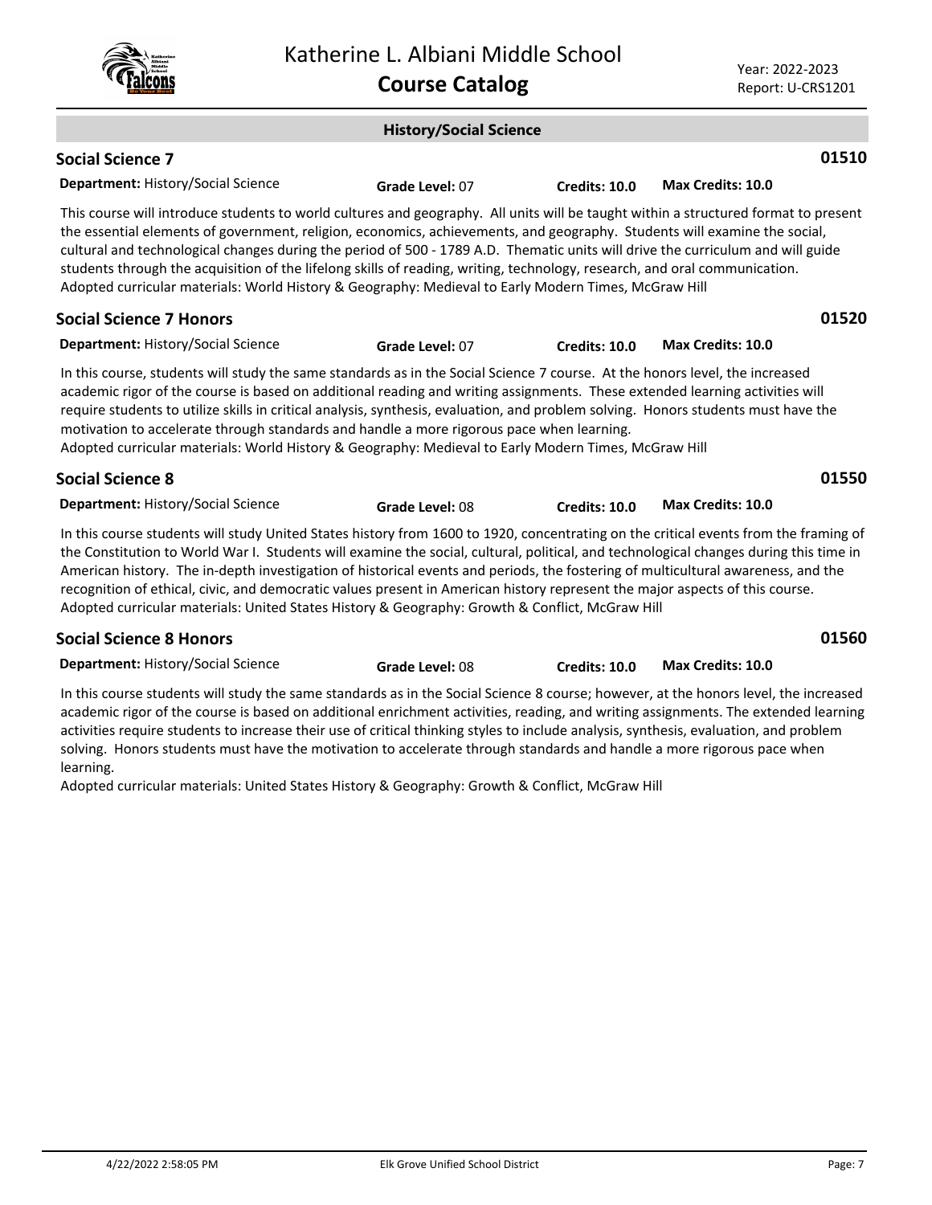## History/Social Science

### Social Science 7 — 01510

**Department:** History/Social Science | **Grade Level:** 07 | **Credits: 10.0** | **Max Credits: 10.0**

This course will introduce students to world cultures and geography. All units will be taught within a structured format to present the essential elements of government, religion, economics, achievements, and geography. Students will examine the social, cultural and technological changes during the period of 500 - 1789 A.D. Thematic units will drive the curriculum and will guide students through the acquisition of the lifelong skills of reading, writing, technology, research, and oral communication.
Adopted curricular materials: World History & Geography: Medieval to Early Modern Times, McGraw Hill

### Social Science 7 Honors — 01520

**Department:** History/Social Science | **Grade Level:** 07 | **Credits: 10.0** | **Max Credits: 10.0**

In this course, students will study the same standards as in the Social Science 7 course. At the honors level, the increased academic rigor of the course is based on additional reading and writing assignments. These extended learning activities will require students to utilize skills in critical analysis, synthesis, evaluation, and problem solving. Honors students must have the motivation to accelerate through standards and handle a more rigorous pace when learning.
Adopted curricular materials: World History & Geography: Medieval to Early Modern Times, McGraw Hill

### Social Science 8 — 01550

**Department:** History/Social Science | **Grade Level:** 08 | **Credits: 10.0** | **Max Credits: 10.0**

In this course students will study United States history from 1600 to 1920, concentrating on the critical events from the framing of the Constitution to World War I. Students will examine the social, cultural, political, and technological changes during this time in American history. The in-depth investigation of historical events and periods, the fostering of multicultural awareness, and the recognition of ethical, civic, and democratic values present in American history represent the major aspects of this course.
Adopted curricular materials: United States History & Geography: Growth & Conflict, McGraw Hill

### Social Science 8 Honors — 01560

**Department:** History/Social Science | **Grade Level:** 08 | **Credits: 10.0** | **Max Credits: 10.0**

In this course students will study the same standards as in the Social Science 8 course; however, at the honors level, the increased academic rigor of the course is based on additional enrichment activities, reading, and writing assignments. The extended learning activities require students to increase their use of critical thinking styles to include analysis, synthesis, evaluation, and problem solving. Honors students must have the motivation to accelerate through standards and handle a more rigorous pace when learning.
Adopted curricular materials: United States History & Geography: Growth & Conflict, McGraw Hill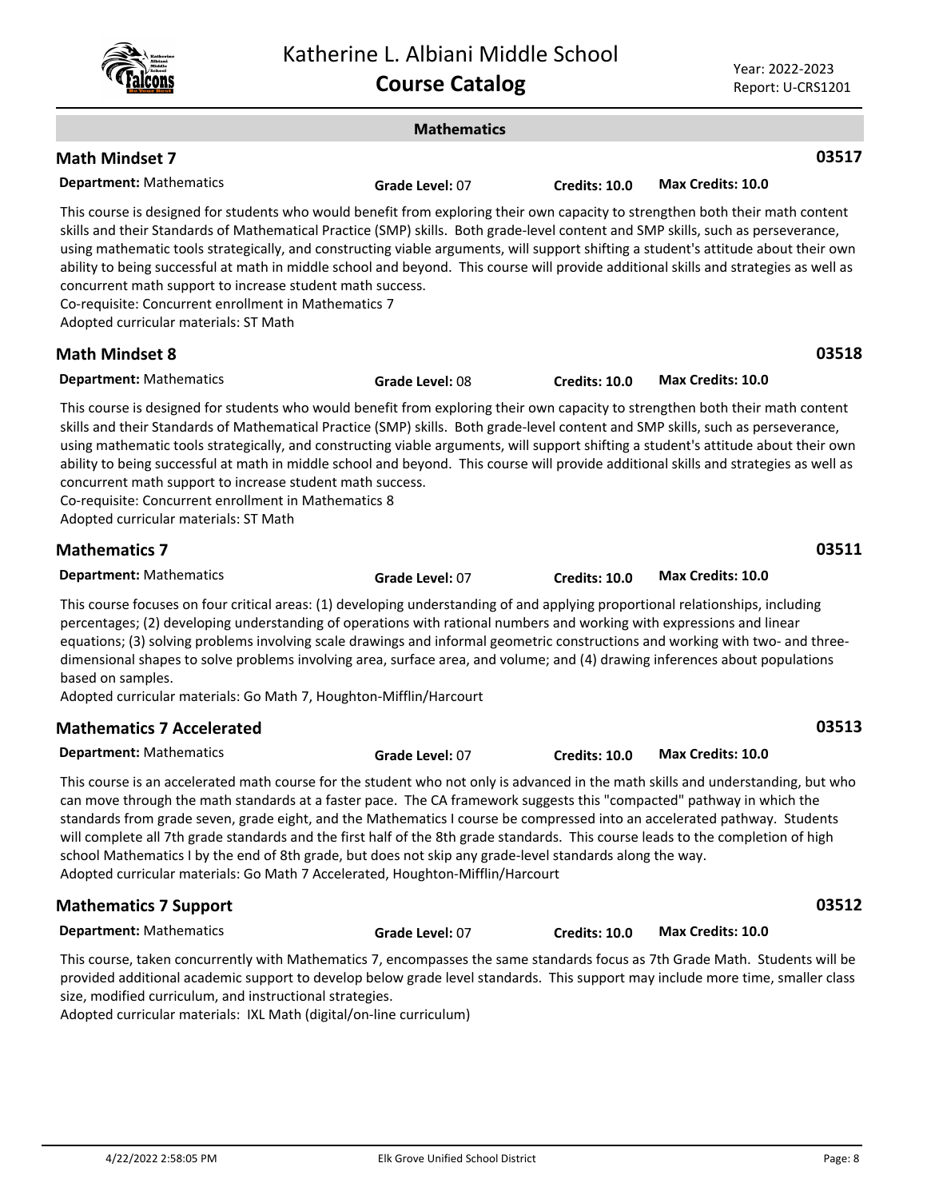## Mathematics

### Math Mindset 7 — 03517

**Department:** Mathematics **Grade Level:** 07 **Credits: 10.0** **Max Credits: 10.0**

This course is designed for students who would benefit from exploring their own capacity to strengthen both their math content skills and their Standards of Mathematical Practice (SMP) skills. Both grade-level content and SMP skills, such as perseverance, using mathematic tools strategically, and constructing viable arguments, will support shifting a student's attitude about their own ability to being successful at math in middle school and beyond. This course will provide additional skills and strategies as well as concurrent math support to increase student math success.
Co-requisite: Concurrent enrollment in Mathematics 7
Adopted curricular materials: ST Math

### Math Mindset 8 — 03518

**Department:** Mathematics **Grade Level:** 08 **Credits: 10.0** **Max Credits: 10.0**

This course is designed for students who would benefit from exploring their own capacity to strengthen both their math content skills and their Standards of Mathematical Practice (SMP) skills. Both grade-level content and SMP skills, such as perseverance, using mathematic tools strategically, and constructing viable arguments, will support shifting a student's attitude about their own ability to being successful at math in middle school and beyond. This course will provide additional skills and strategies as well as concurrent math support to increase student math success.
Co-requisite: Concurrent enrollment in Mathematics 8
Adopted curricular materials: ST Math

### Mathematics 7 — 03511

**Department:** Mathematics **Grade Level:** 07 **Credits: 10.0** **Max Credits: 10.0**

This course focuses on four critical areas: (1) developing understanding of and applying proportional relationships, including percentages; (2) developing understanding of operations with rational numbers and working with expressions and linear equations; (3) solving problems involving scale drawings and informal geometric constructions and working with two- and three-dimensional shapes to solve problems involving area, surface area, and volume; and (4) drawing inferences about populations based on samples.
Adopted curricular materials: Go Math 7, Houghton-Mifflin/Harcourt

### Mathematics 7 Accelerated — 03513

**Department:** Mathematics **Grade Level:** 07 **Credits: 10.0** **Max Credits: 10.0**

This course is an accelerated math course for the student who not only is advanced in the math skills and understanding, but who can move through the math standards at a faster pace. The CA framework suggests this "compacted" pathway in which the standards from grade seven, grade eight, and the Mathematics I course be compressed into an accelerated pathway. Students will complete all 7th grade standards and the first half of the 8th grade standards. This course leads to the completion of high school Mathematics I by the end of 8th grade, but does not skip any grade-level standards along the way.
Adopted curricular materials: Go Math 7 Accelerated, Houghton-Mifflin/Harcourt

### Mathematics 7 Support — 03512

**Department:** Mathematics **Grade Level:** 07 **Credits: 10.0** **Max Credits: 10.0**

This course, taken concurrently with Mathematics 7, encompasses the same standards focus as 7th Grade Math. Students will be provided additional academic support to develop below grade level standards. This support may include more time, smaller class size, modified curriculum, and instructional strategies.
Adopted curricular materials: IXL Math (digital/on-line curriculum)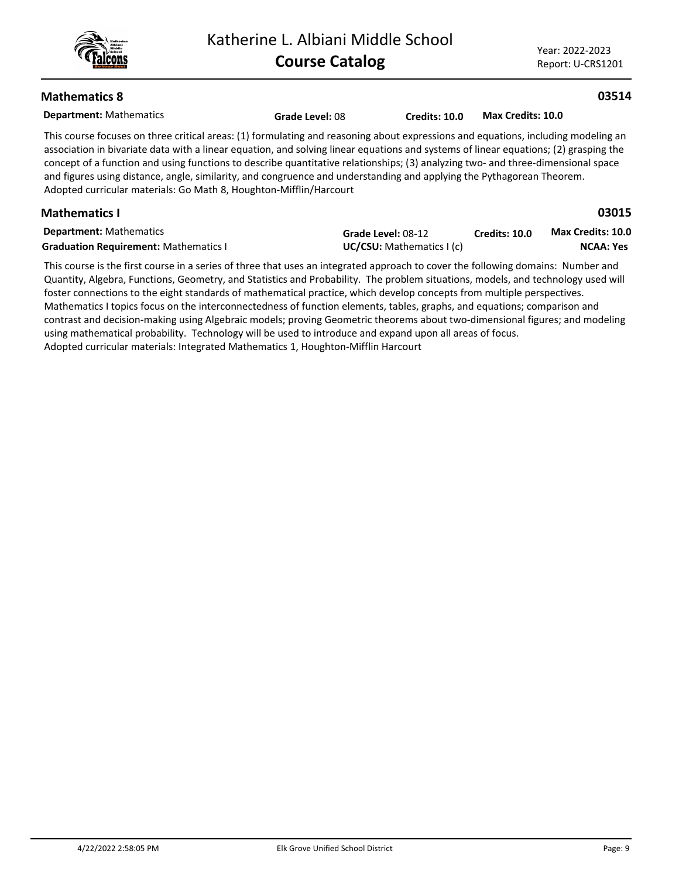## Mathematics 8

**03514**

**Department:** Mathematics **Grade Level:** 08 **Credits: 10.0** **Max Credits: 10.0**

This course focuses on three critical areas: (1) formulating and reasoning about expressions and equations, including modeling an association in bivariate data with a linear equation, and solving linear equations and systems of linear equations; (2) grasping the concept of a function and using functions to describe quantitative relationships; (3) analyzing two- and three-dimensional space and figures using distance, angle, similarity, and congruence and understanding and applying the Pythagorean Theorem.
Adopted curricular materials: Go Math 8, Houghton-Mifflin/Harcourt

## Mathematics I

**03015**

**Department:** Mathematics **Grade Level:** 08-12 **Credits: 10.0** **Max Credits: 10.0**
**Graduation Requirement:** Mathematics I **UC/CSU:** Mathematics I (c) **NCAA: Yes**

This course is the first course in a series of three that uses an integrated approach to cover the following domains: Number and Quantity, Algebra, Functions, Geometry, and Statistics and Probability. The problem situations, models, and technology used will foster connections to the eight standards of mathematical practice, which develop concepts from multiple perspectives.
Mathematics I topics focus on the interconnectedness of function elements, tables, graphs, and equations; comparison and contrast and decision-making using Algebraic models; proving Geometric theorems about two-dimensional figures; and modeling using mathematical probability. Technology will be used to introduce and expand upon all areas of focus.
Adopted curricular materials: Integrated Mathematics 1, Houghton-Mifflin Harcourt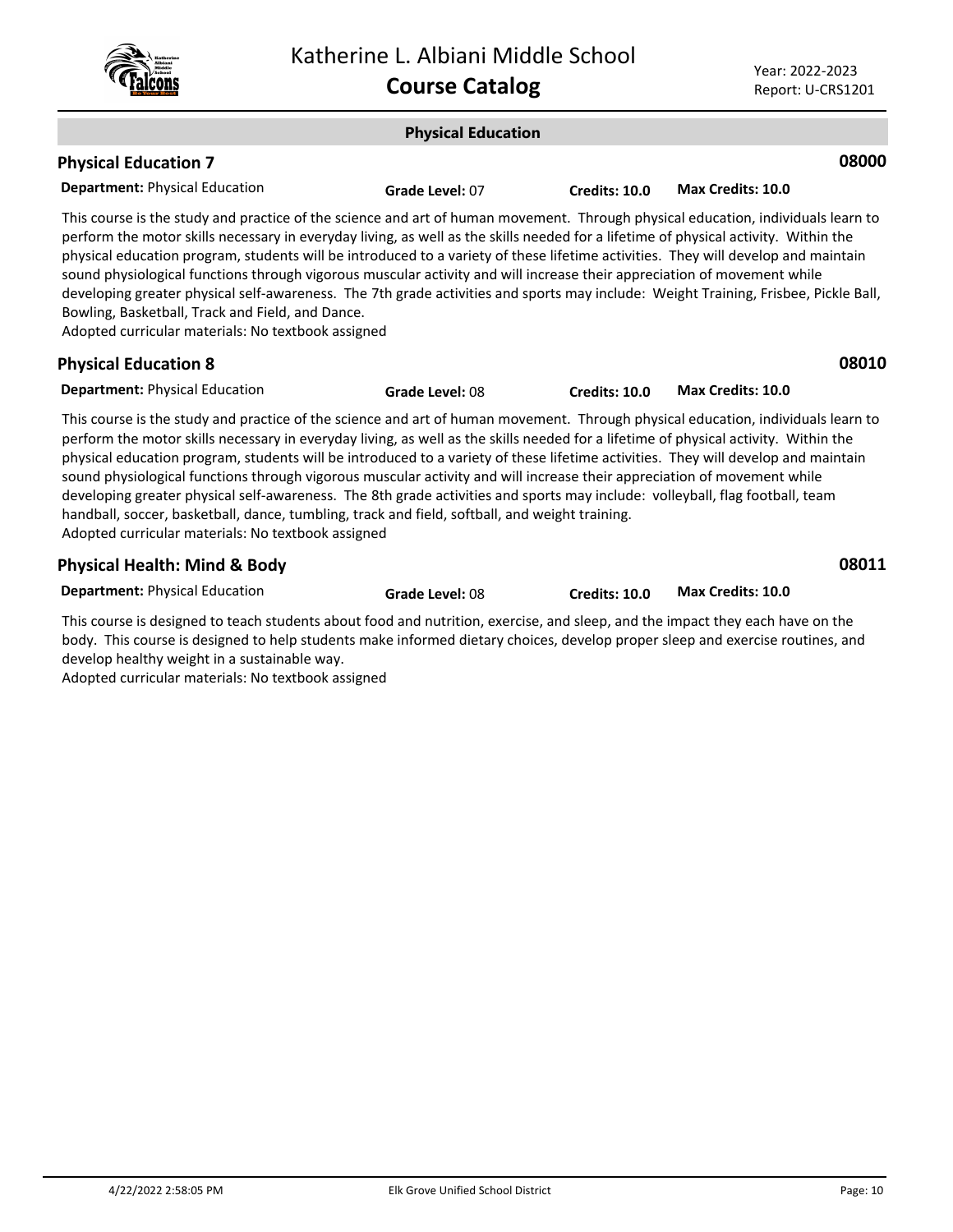## Physical Education

### Physical Education 7 — 08000

**Department:** Physical Education **Grade Level:** 07 **Credits: 10.0** **Max Credits: 10.0**

This course is the study and practice of the science and art of human movement. Through physical education, individuals learn to perform the motor skills necessary in everyday living, as well as the skills needed for a lifetime of physical activity. Within the physical education program, students will be introduced to a variety of these lifetime activities. They will develop and maintain sound physiological functions through vigorous muscular activity and will increase their appreciation of movement while developing greater physical self-awareness. The 7th grade activities and sports may include: Weight Training, Frisbee, Pickle Ball, Bowling, Basketball, Track and Field, and Dance.
Adopted curricular materials: No textbook assigned

### Physical Education 8 — 08010

**Department:** Physical Education **Grade Level:** 08 **Credits: 10.0** **Max Credits: 10.0**

This course is the study and practice of the science and art of human movement. Through physical education, individuals learn to perform the motor skills necessary in everyday living, as well as the skills needed for a lifetime of physical activity. Within the physical education program, students will be introduced to a variety of these lifetime activities. They will develop and maintain sound physiological functions through vigorous muscular activity and will increase their appreciation of movement while developing greater physical self-awareness. The 8th grade activities and sports may include: volleyball, flag football, team handball, soccer, basketball, dance, tumbling, track and field, softball, and weight training.
Adopted curricular materials: No textbook assigned

### Physical Health: Mind & Body — 08011

**Department:** Physical Education **Grade Level:** 08 **Credits: 10.0** **Max Credits: 10.0**

This course is designed to teach students about food and nutrition, exercise, and sleep, and the impact they each have on the body. This course is designed to help students make informed dietary choices, develop proper sleep and exercise routines, and develop healthy weight in a sustainable way.
Adopted curricular materials: No textbook assigned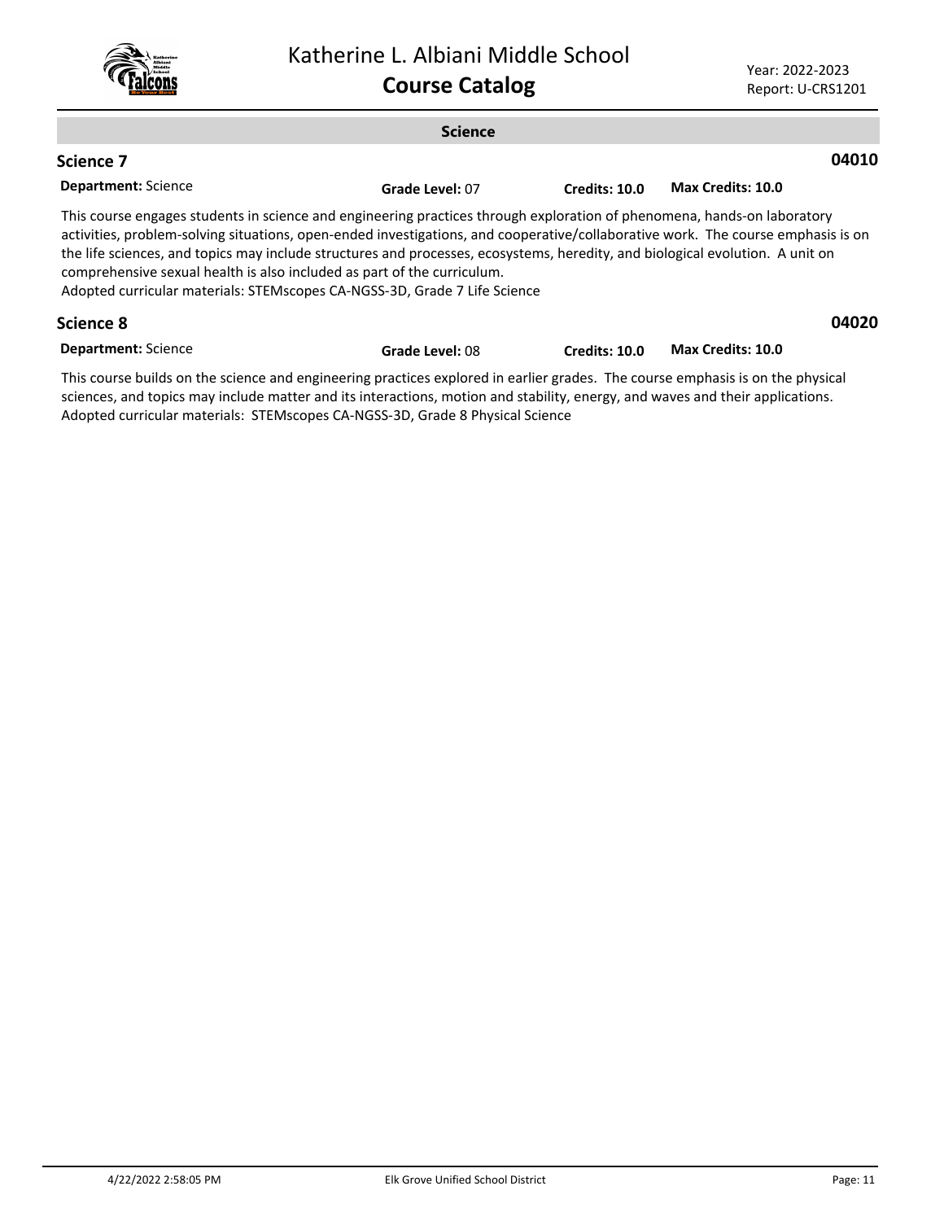## Science

### Science 7

**04010**

**Department:** Science | **Grade Level:** 07 | **Credits: 10.0** | **Max Credits: 10.0**

This course engages students in science and engineering practices through exploration of phenomena, hands-on laboratory activities, problem-solving situations, open-ended investigations, and cooperative/collaborative work. The course emphasis is on the life sciences, and topics may include structures and processes, ecosystems, heredity, and biological evolution. A unit on comprehensive sexual health is also included as part of the curriculum.
Adopted curricular materials: STEMscopes CA-NGSS-3D, Grade 7 Life Science

### Science 8

**04020**

**Department:** Science | **Grade Level:** 08 | **Credits: 10.0** | **Max Credits: 10.0**

This course builds on the science and engineering practices explored in earlier grades. The course emphasis is on the physical sciences, and topics may include matter and its interactions, motion and stability, energy, and waves and their applications.
Adopted curricular materials: STEMscopes CA-NGSS-3D, Grade 8 Physical Science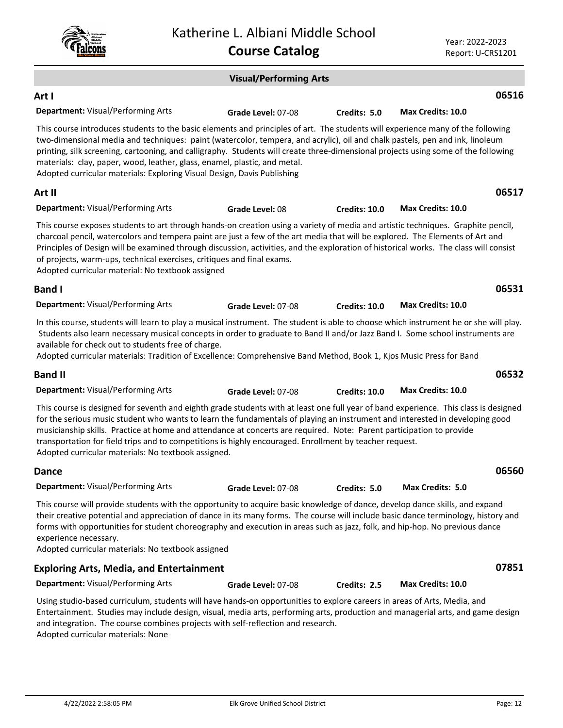## Visual/Performing Arts

### Art I — 06516

**Department:** Visual/Performing Arts **Grade Level:** 07-08 **Credits:** 5.0 **Max Credits:** 10.0

This course introduces students to the basic elements and principles of art. The students will experience many of the following two-dimensional media and techniques: paint (watercolor, tempera, and acrylic), oil and chalk pastels, pen and ink, linoleum printing, silk screening, cartooning, and calligraphy. Students will create three-dimensional projects using some of the following materials: clay, paper, wood, leather, glass, enamel, plastic, and metal.
Adopted curricular materials: Exploring Visual Design, Davis Publishing

### Art II — 06517

**Department:** Visual/Performing Arts **Grade Level:** 08 **Credits:** 10.0 **Max Credits:** 10.0

This course exposes students to art through hands-on creation using a variety of media and artistic techniques. Graphite pencil, charcoal pencil, watercolors and tempera paint are just a few of the art media that will be explored. The Elements of Art and Principles of Design will be examined through discussion, activities, and the exploration of historical works. The class will consist of projects, warm-ups, technical exercises, critiques and final exams.
Adopted curricular material: No textbook assigned

### Band I — 06531

**Department:** Visual/Performing Arts **Grade Level:** 07-08 **Credits:** 10.0 **Max Credits:** 10.0

In this course, students will learn to play a musical instrument. The student is able to choose which instrument he or she will play. Students also learn necessary musical concepts in order to graduate to Band II and/or Jazz Band I. Some school instruments are available for check out to students free of charge.
Adopted curricular materials: Tradition of Excellence: Comprehensive Band Method, Book 1, Kjos Music Press for Band

### Band II — 06532

**Department:** Visual/Performing Arts **Grade Level:** 07-08 **Credits:** 10.0 **Max Credits:** 10.0

This course is designed for seventh and eighth grade students with at least one full year of band experience. This class is designed for the serious music student who wants to learn the fundamentals of playing an instrument and interested in developing good musicianship skills. Practice at home and attendance at concerts are required. Note: Parent participation to provide transportation for field trips and to competitions is highly encouraged. Enrollment by teacher request.
Adopted curricular materials: No textbook assigned.

### Dance — 06560

**Department:** Visual/Performing Arts **Grade Level:** 07-08 **Credits:** 5.0 **Max Credits:** 5.0

This course will provide students with the opportunity to acquire basic knowledge of dance, develop dance skills, and expand their creative potential and appreciation of dance in its many forms. The course will include basic dance terminology, history and forms with opportunities for student choreography and execution in areas such as jazz, folk, and hip-hop. No previous dance experience necessary.
Adopted curricular materials: No textbook assigned

### Exploring Arts, Media, and Entertainment — 07851

**Department:** Visual/Performing Arts **Grade Level:** 07-08 **Credits:** 2.5 **Max Credits:** 10.0

Using studio-based curriculum, students will have hands-on opportunities to explore careers in areas of Arts, Media, and Entertainment. Studies may include design, visual, media arts, performing arts, production and managerial arts, and game design and integration. The course combines projects with self-reflection and research.
Adopted curricular materials: None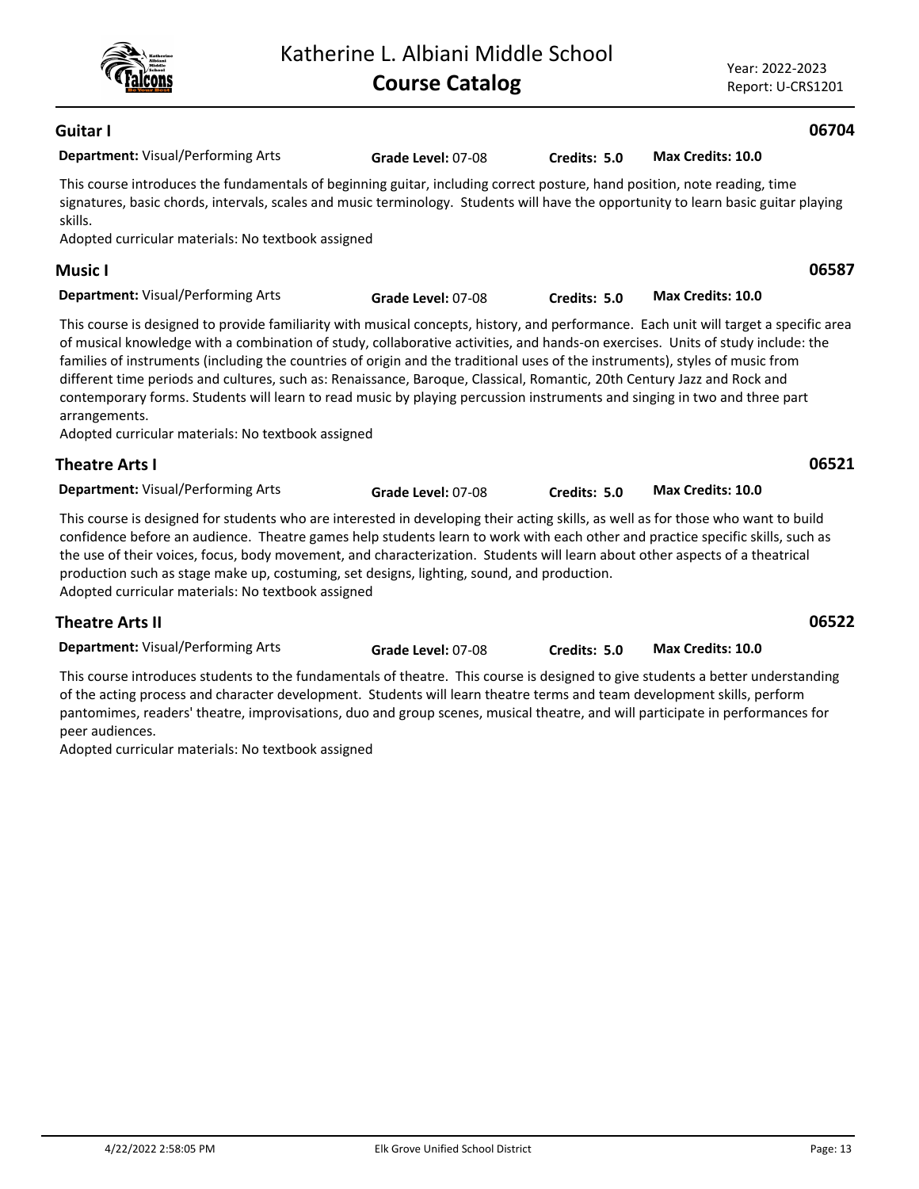## Guitar I

**06704**

**Department:** Visual/Performing Arts **Grade Level:** 07-08 **Credits: 5.0** **Max Credits: 10.0**

This course introduces the fundamentals of beginning guitar, including correct posture, hand position, note reading, time signatures, basic chords, intervals, scales and music terminology. Students will have the opportunity to learn basic guitar playing skills.
Adopted curricular materials: No textbook assigned

## Music I

**06587**

**Department:** Visual/Performing Arts **Grade Level:** 07-08 **Credits: 5.0** **Max Credits: 10.0**

This course is designed to provide familiarity with musical concepts, history, and performance. Each unit will target a specific area of musical knowledge with a combination of study, collaborative activities, and hands-on exercises. Units of study include: the families of instruments (including the countries of origin and the traditional uses of the instruments), styles of music from different time periods and cultures, such as: Renaissance, Baroque, Classical, Romantic, 20th Century Jazz and Rock and contemporary forms. Students will learn to read music by playing percussion instruments and singing in two and three part arrangements.
Adopted curricular materials: No textbook assigned

## Theatre Arts I

**06521**

**Department:** Visual/Performing Arts **Grade Level:** 07-08 **Credits: 5.0** **Max Credits: 10.0**

This course is designed for students who are interested in developing their acting skills, as well as for those who want to build confidence before an audience. Theatre games help students learn to work with each other and practice specific skills, such as the use of their voices, focus, body movement, and characterization. Students will learn about other aspects of a theatrical production such as stage make up, costuming, set designs, lighting, sound, and production.
Adopted curricular materials: No textbook assigned

## Theatre Arts II

**06522**

**Department:** Visual/Performing Arts **Grade Level:** 07-08 **Credits: 5.0** **Max Credits: 10.0**

This course introduces students to the fundamentals of theatre. This course is designed to give students a better understanding of the acting process and character development. Students will learn theatre terms and team development skills, perform pantomimes, readers' theatre, improvisations, duo and group scenes, musical theatre, and will participate in performances for peer audiences.
Adopted curricular materials: No textbook assigned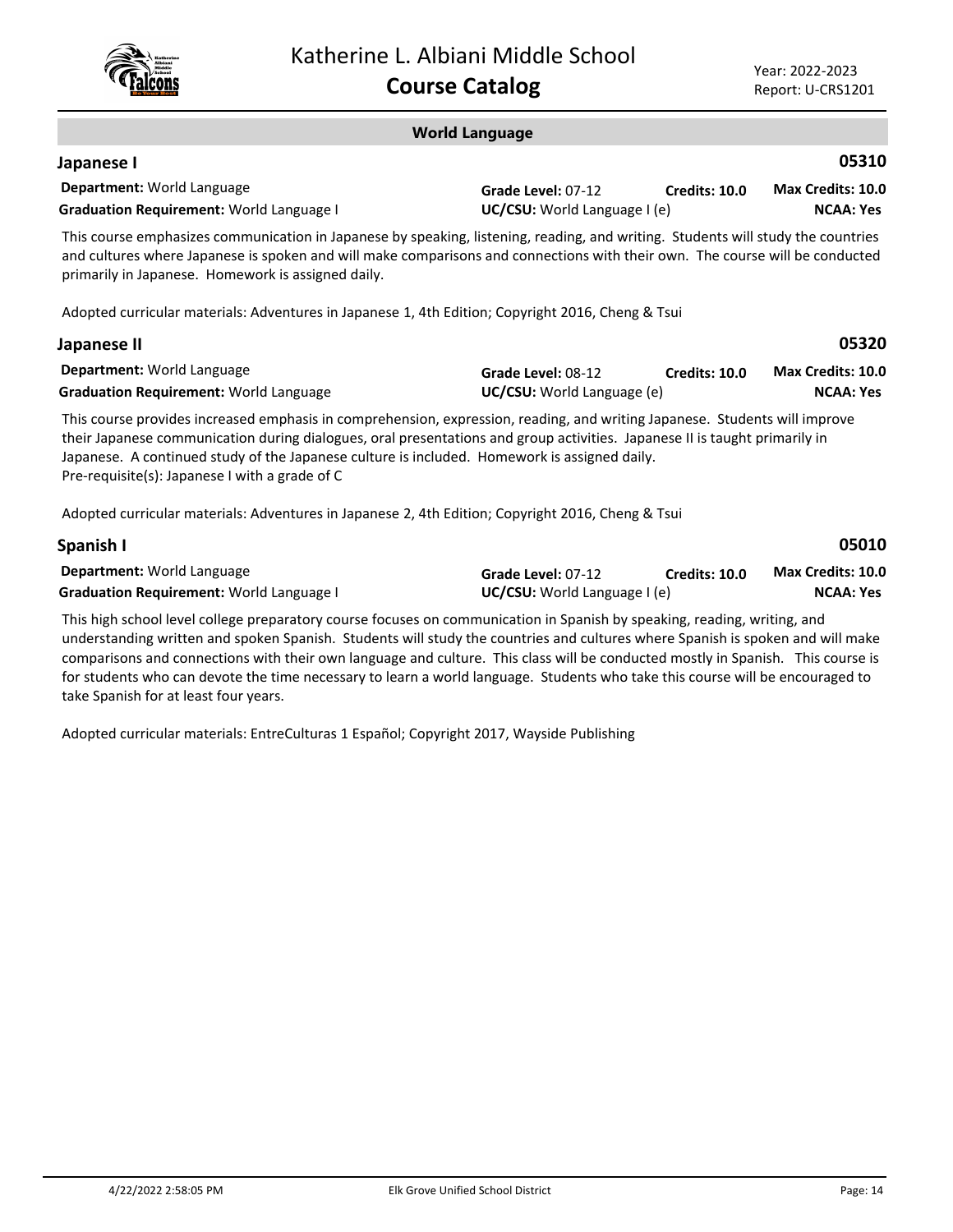## World Language

### Japanese I

**05310**

**Department:** World Language
**Graduation Requirement:** World Language I
**Grade Level:** 07-12
**UC/CSU:** World Language I (e)
**Credits:** 10.0
**Max Credits:** 10.0
**NCAA:** Yes

This course emphasizes communication in Japanese by speaking, listening, reading, and writing. Students will study the countries and cultures where Japanese is spoken and will make comparisons and connections with their own. The course will be conducted primarily in Japanese. Homework is assigned daily.

Adopted curricular materials: Adventures in Japanese 1, 4th Edition; Copyright 2016, Cheng & Tsui

### Japanese II

**05320**

**Department:** World Language
**Graduation Requirement:** World Language
**Grade Level:** 08-12
**UC/CSU:** World Language (e)
**Credits:** 10.0
**Max Credits:** 10.0
**NCAA:** Yes

This course provides increased emphasis in comprehension, expression, reading, and writing Japanese. Students will improve their Japanese communication during dialogues, oral presentations and group activities. Japanese II is taught primarily in Japanese. A continued study of the Japanese culture is included. Homework is assigned daily.
Pre-requisite(s): Japanese I with a grade of C

Adopted curricular materials: Adventures in Japanese 2, 4th Edition; Copyright 2016, Cheng & Tsui

### Spanish I

**05010**

**Department:** World Language
**Graduation Requirement:** World Language I
**Grade Level:** 07-12
**UC/CSU:** World Language I (e)
**Credits:** 10.0
**Max Credits:** 10.0
**NCAA:** Yes

This high school level college preparatory course focuses on communication in Spanish by speaking, reading, writing, and understanding written and spoken Spanish. Students will study the countries and cultures where Spanish is spoken and will make comparisons and connections with their own language and culture. This class will be conducted mostly in Spanish. This course is for students who can devote the time necessary to learn a world language. Students who take this course will be encouraged to take Spanish for at least four years.

Adopted curricular materials: EntreCulturas 1 Español; Copyright 2017, Wayside Publishing